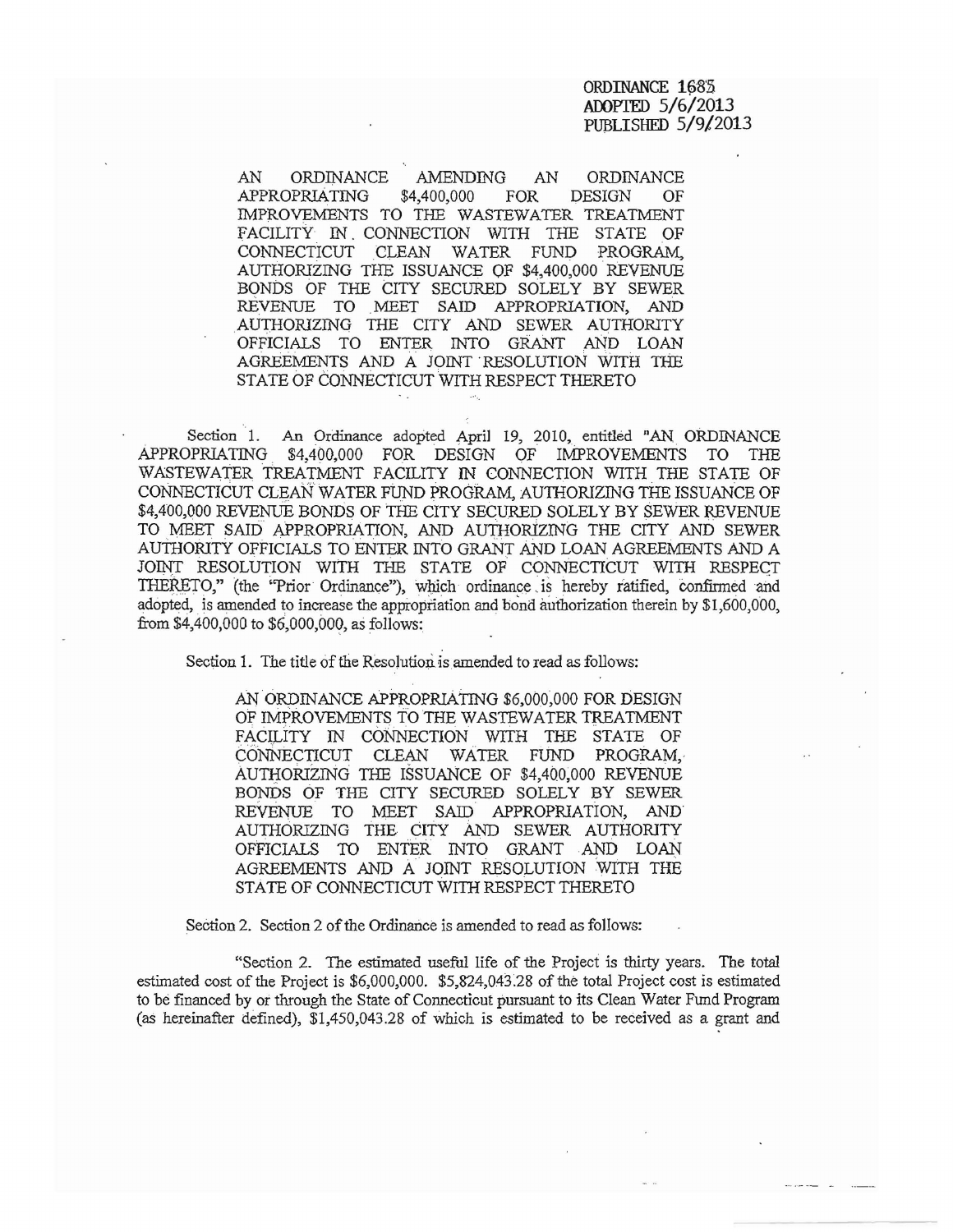ORDINANCE 1685
ADOPTED 5/6/2013
PUBLISHED 5/9/2013

AN ORDINANCE AMENDING AN ORDINANCE APPROPRIATING $4,400,000 FOR DESIGN OF IMPROVEMENTS TO THE WASTEWATER TREATMENT FACILITY IN CONNECTION WITH THE STATE OF CONNECTICUT CLEAN WATER FUND PROGRAM, AUTHORIZING THE ISSUANCE OF $4,400,000 REVENUE BONDS OF THE CITY SECURED SOLELY BY SEWER REVENUE TO MEET SAID APPROPRIATION, AND AUTHORIZING THE CITY AND SEWER AUTHORITY OFFICIALS TO ENTER INTO GRANT AND LOAN AGREEMENTS AND A JOINT RESOLUTION WITH THE STATE OF CONNECTICUT WITH RESPECT THERETO

Section 1. An Ordinance adopted April 19, 2010, entitled "AN ORDINANCE APPROPRIATING $4,400,000 FOR DESIGN OF IMPROVEMENTS TO THE WASTEWATER TREATMENT FACILITY IN CONNECTION WITH THE STATE OF CONNECTICUT CLEAN WATER FUND PROGRAM, AUTHORIZING THE ISSUANCE OF $4,400,000 REVENUE BONDS OF THE CITY SECURED SOLELY BY SEWER REVENUE TO MEET SAID APPROPRIATION, AND AUTHORIZING THE CITY AND SEWER AUTHORITY OFFICIALS TO ENTER INTO GRANT AND LOAN AGREEMENTS AND A JOINT RESOLUTION WITH THE STATE OF CONNECTICUT WITH RESPECT THERETO," (the "Prior Ordinance"), which ordinance is hereby ratified, confirmed and adopted, is amended to increase the appropriation and bond authorization therein by $1,600,000, from $4,400,000 to $6,000,000, as follows:

Section 1. The title of the Resolution is amended to read as follows:

> AN ORDINANCE APPROPRIATING $6,000,000 FOR DESIGN OF IMPROVEMENTS TO THE WASTEWATER TREATMENT FACILITY IN CONNECTION WITH THE STATE OF CONNECTICUT CLEAN WATER FUND PROGRAM, AUTHORIZING THE ISSUANCE OF $4,400,000 REVENUE BONDS OF THE CITY SECURED SOLELY BY SEWER REVENUE TO MEET SAID APPROPRIATION, AND AUTHORIZING THE CITY AND SEWER AUTHORITY OFFICIALS TO ENTER INTO GRANT AND LOAN AGREEMENTS AND A JOINT RESOLUTION WITH THE STATE OF CONNECTICUT WITH RESPECT THERETO

Section 2. Section 2 of the Ordinance is amended to read as follows:

"Section 2. The estimated useful life of the Project is thirty years. The total estimated cost of the Project is $6,000,000. $5,824,043.28 of the total Project cost is estimated to be financed by or through the State of Connecticut pursuant to its Clean Water Fund Program (as hereinafter defined), $1,450,043.28 of which is estimated to be received as a grant and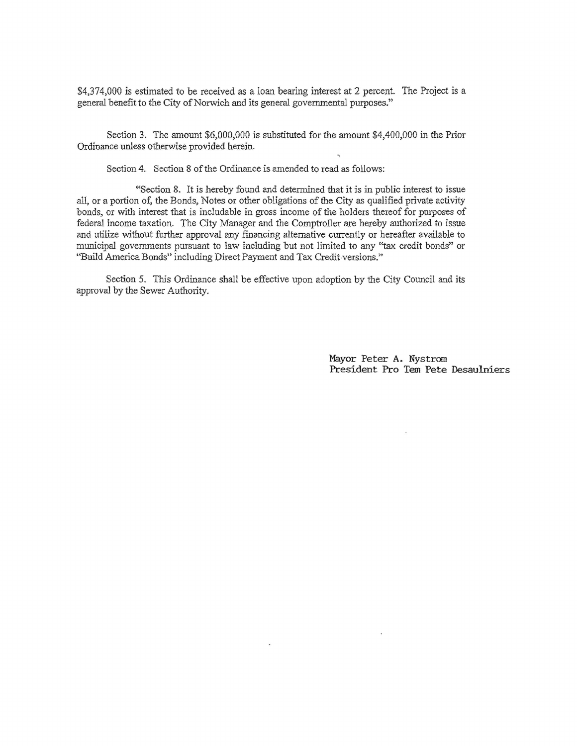$4,374,000 is estimated to be received as a loan bearing interest at 2 percent. The Project is a general benefit to the City of Norwich and its general governmental purposes."

Section 3. The amount $6,000,000 is substituted for the amount $4,400,000 in the Prior Ordinance unless otherwise provided herein.

Section 4. Section 8 of the Ordinance is amended to read as follows:

"Section 8. It is hereby found and determined that it is in public interest to issue all, or a portion of, the Bonds, Notes or other obligations of the City as qualified private activity bonds, or with interest that is includable in gross income of the holders thereof for purposes of federal income taxation. The City Manager and the Comptroller are hereby authorized to issue and utilize without further approval any financing alternative currently or hereafter available to municipal governments pursuant to law including but not limited to any "tax credit bonds" or "Build America Bonds" including Direct Payment and Tax Credit versions."

Section 5. This Ordinance shall be effective upon adoption by the City Council and its approval by the Sewer Authority.

Mayor Peter A. Nystrom
President Pro Tem Pete Desaulniers